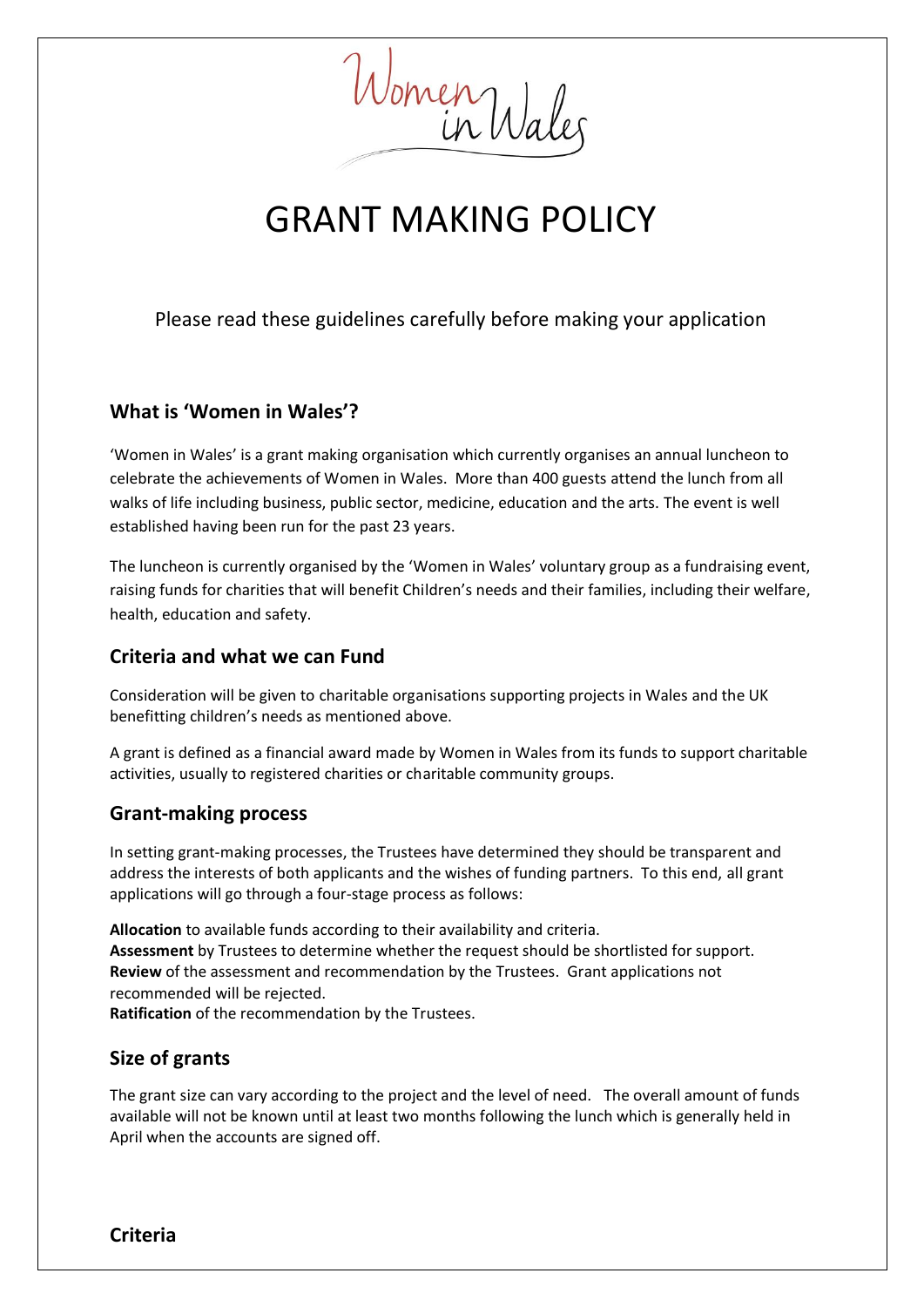Women in Wales

# GRANT MAKING POLICY

Please read these guidelines carefully before making your application

## What is 'Women in Wales'?

'Women in Wales' is a grant making organisation which currently organises an annual luncheon to celebrate the achievements of Women in Wales. More than 400 guests attend the lunch from all walks of life including business, public sector, medicine, education and the arts. The event is well established having been run for the past 23 years.

The luncheon is currently organised by the 'Women in Wales' voluntary group as a fundraising event, raising funds for charities that will benefit Children's needs and their families, including their welfare, health, education and safety.

## Criteria and what we can Fund

Consideration will be given to charitable organisations supporting projects in Wales and the UK benefitting children's needs as mentioned above.

A grant is defined as a financial award made by Women in Wales from its funds to support charitable activities, usually to registered charities or charitable community groups.

## Grant-making process

In setting grant-making processes, the Trustees have determined they should be transparent and address the interests of both applicants and the wishes of funding partners. To this end, all grant applications will go through a four-stage process as follows:

**Allocation** to available funds according to their availability and criteria.
**Assessment** by Trustees to determine whether the request should be shortlisted for support.
**Review** of the assessment and recommendation by the Trustees. Grant applications not recommended will be rejected.
**Ratification** of the recommendation by the Trustees.

## Size of grants

The grant size can vary according to the project and the level of need. The overall amount of funds available will not be known until at least two months following the lunch which is generally held in April when the accounts are signed off.

## Criteria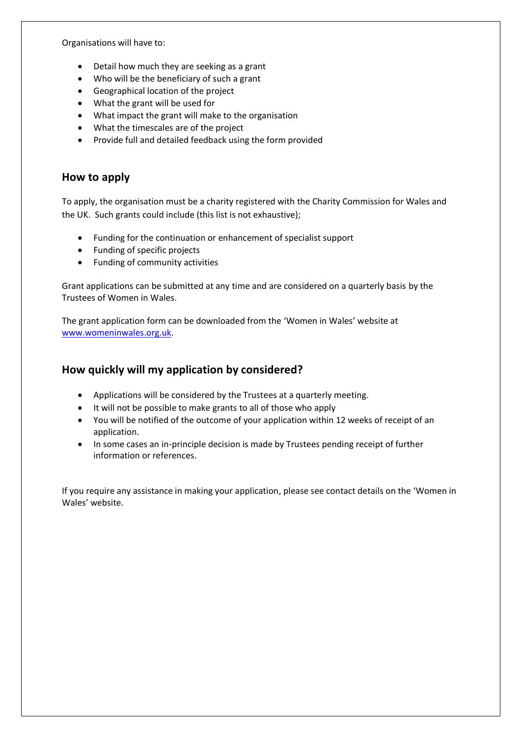Organisations will have to:

- Detail how much they are seeking as a grant
- Who will be the beneficiary of such a grant
- Geographical location of the project
- What the grant will be used for
- What impact the grant will make to the organisation
- What the timescales are of the project
- Provide full and detailed feedback using the form provided

## How to apply

To apply, the organisation must be a charity registered with the Charity Commission for Wales and the UK. Such grants could include (this list is not exhaustive);

- Funding for the continuation or enhancement of specialist support
- Funding of specific projects
- Funding of community activities

Grant applications can be submitted at any time and are considered on a quarterly basis by the Trustees of Women in Wales.

The grant application form can be downloaded from the 'Women in Wales' website at [www.womeninwales.org.uk](http://www.womeninwales.org.uk).

## How quickly will my application by considered?

- Applications will be considered by the Trustees at a quarterly meeting.
- It will not be possible to make grants to all of those who apply
- You will be notified of the outcome of your application within 12 weeks of receipt of an application.
- In some cases an in-principle decision is made by Trustees pending receipt of further information or references.

If you require any assistance in making your application, please see contact details on the 'Women in Wales' website.